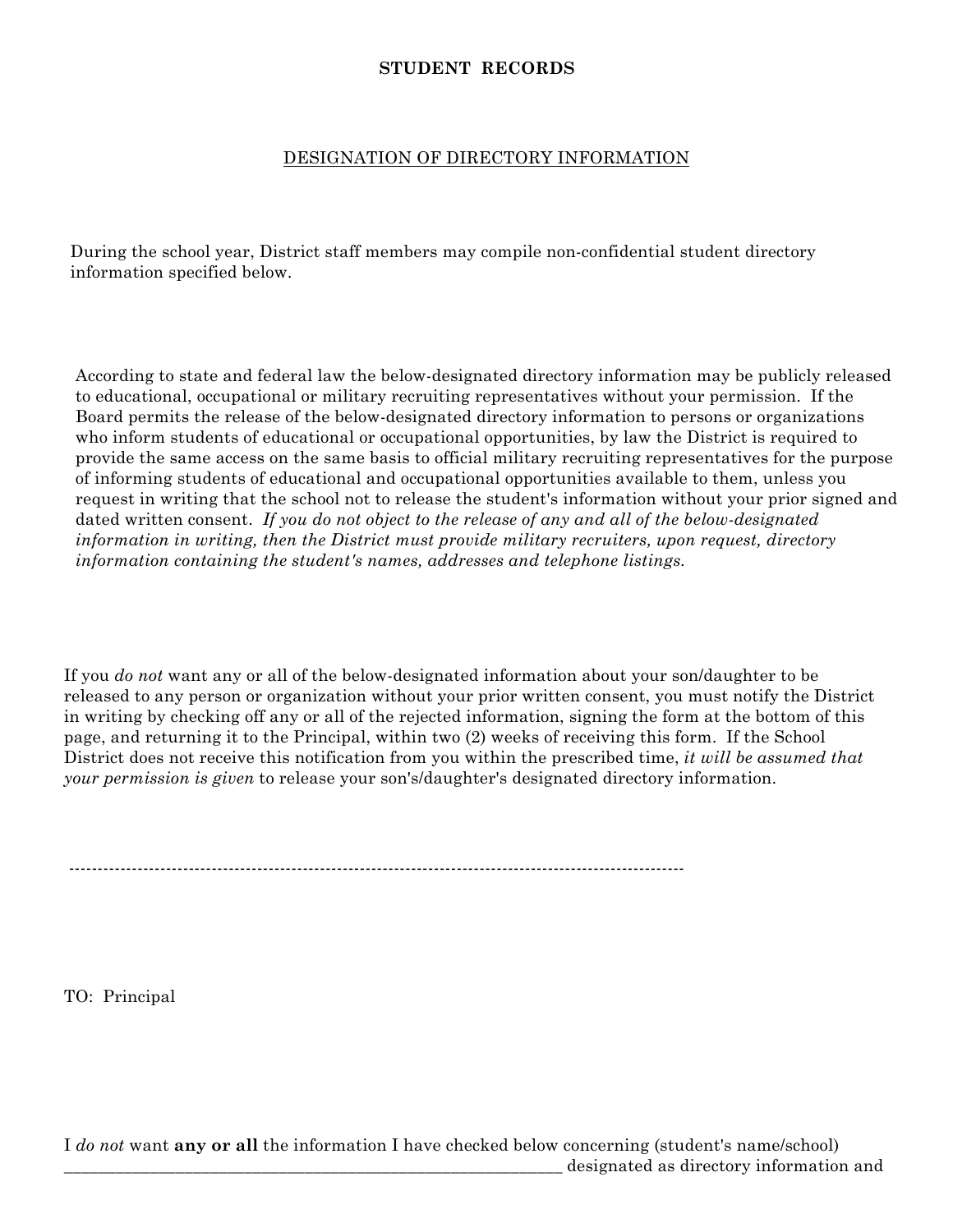**STUDENT RECORDS**

DESIGNATION OF DIRECTORY INFORMATION

During the school year, District staff members may compile non-confidential student directory information specified below.

According to state and federal law the below-designated directory information may be publicly released to educational, occupational or military recruiting representatives without your permission. If the Board permits the release of the below-designated directory information to persons or organizations who inform students of educational or occupational opportunities, by law the District is required to provide the same access on the same basis to official military recruiting representatives for the purpose of informing students of educational and occupational opportunities available to them, unless you request in writing that the school not to release the student's information without your prior signed and dated written consent. *If you do not object to the release of any and all of the below-designated information in writing, then the District must provide military recruiters, upon request, directory information containing the student's names, addresses and telephone listings.*

If you *do not* want any or all of the below-designated information about your son/daughter to be released to any person or organization without your prior written consent, you must notify the District in writing by checking off any or all of the rejected information, signing the form at the bottom of this page, and returning it to the Principal, within two (2) weeks of receiving this form. If the School District does not receive this notification from you within the prescribed time, *it will be assumed that your permission is given* to release your son's/daughter's designated directory information.

---

TO: Principal

I *do not* want **any or all** the information I have checked below concerning (student's name/school) _______________________________________________________________ designated as directory information and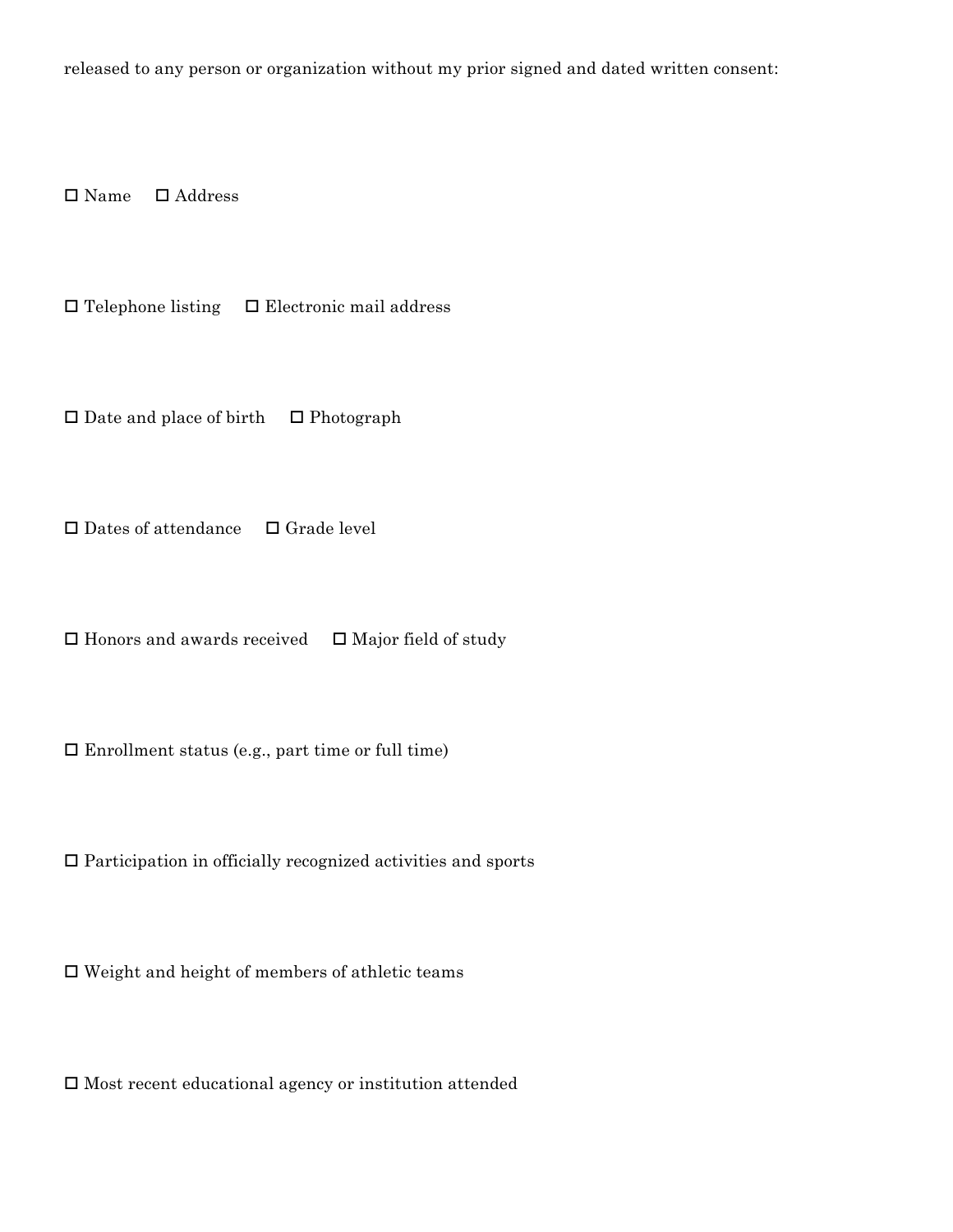released to any person or organization without my prior signed and dated written consent:

☐ Name ☐ Address

☐ Telephone listing ☐ Electronic mail address

☐ Date and place of birth ☐ Photograph

☐ Dates of attendance ☐ Grade level

☐ Honors and awards received ☐ Major field of study

☐ Enrollment status (e.g., part time or full time)

☐ Participation in officially recognized activities and sports

☐ Weight and height of members of athletic teams

☐ Most recent educational agency or institution attended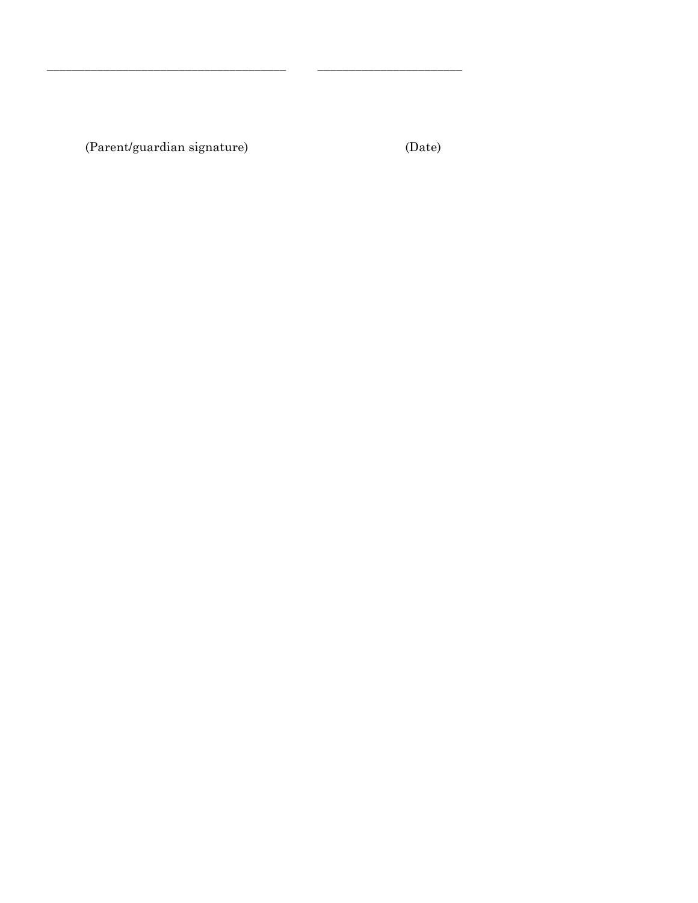\_\_\_\_\_\_\_\_\_\_\_\_\_\_\_\_\_\_\_\_\_\_\_\_\_\_\_\_\_\_\_\_\_\_\_\_\_\_\_\_ \_\_\_\_\_\_\_\_\_\_\_\_\_\_\_\_\_\_\_\_\_\_\_\_\_\_

(Parent/guardian signature) (Date)